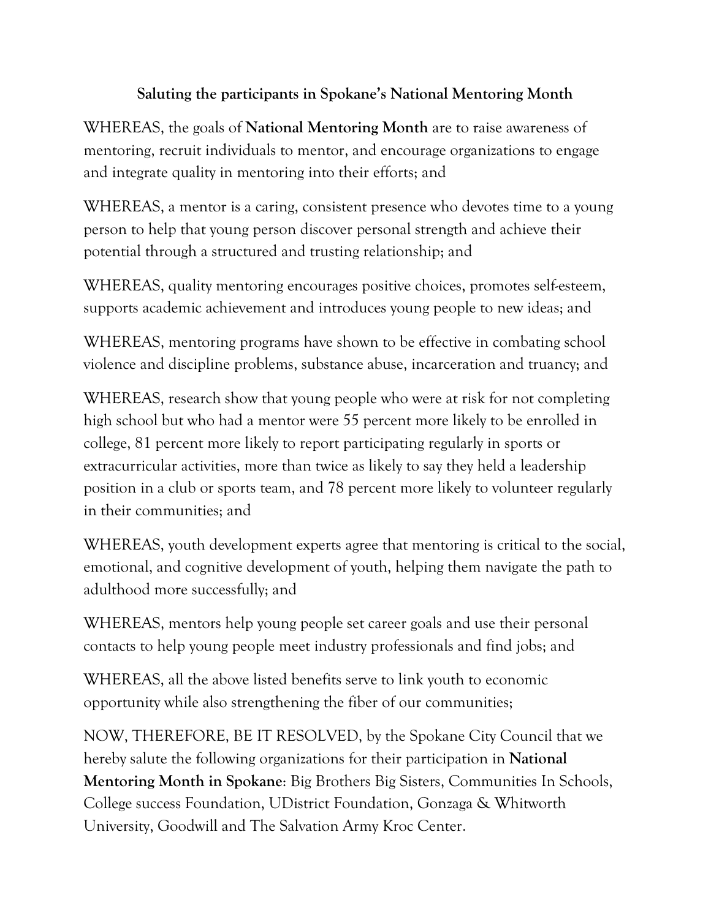**Saluting the participants in Spokane's National Mentoring Month**

WHEREAS, the goals of **National Mentoring Month** are to raise awareness of mentoring, recruit individuals to mentor, and encourage organizations to engage and integrate quality in mentoring into their efforts; and

WHEREAS, a mentor is a caring, consistent presence who devotes time to a young person to help that young person discover personal strength and achieve their potential through a structured and trusting relationship; and

WHEREAS, quality mentoring encourages positive choices, promotes self-esteem, supports academic achievement and introduces young people to new ideas; and

WHEREAS, mentoring programs have shown to be effective in combating school violence and discipline problems, substance abuse, incarceration and truancy; and

WHEREAS, research show that young people who were at risk for not completing high school but who had a mentor were 55 percent more likely to be enrolled in college, 81 percent more likely to report participating regularly in sports or extracurricular activities, more than twice as likely to say they held a leadership position in a club or sports team, and 78 percent more likely to volunteer regularly in their communities; and

WHEREAS, youth development experts agree that mentoring is critical to the social, emotional, and cognitive development of youth, helping them navigate the path to adulthood more successfully; and

WHEREAS, mentors help young people set career goals and use their personal contacts to help young people meet industry professionals and find jobs; and

WHEREAS, all the above listed benefits serve to link youth to economic opportunity while also strengthening the fiber of our communities;

NOW, THEREFORE, BE IT RESOLVED, by the Spokane City Council that we hereby salute the following organizations for their participation in **National Mentoring Month in Spokane**: Big Brothers Big Sisters, Communities In Schools, College success Foundation, UDistrict Foundation, Gonzaga & Whitworth University, Goodwill and The Salvation Army Kroc Center.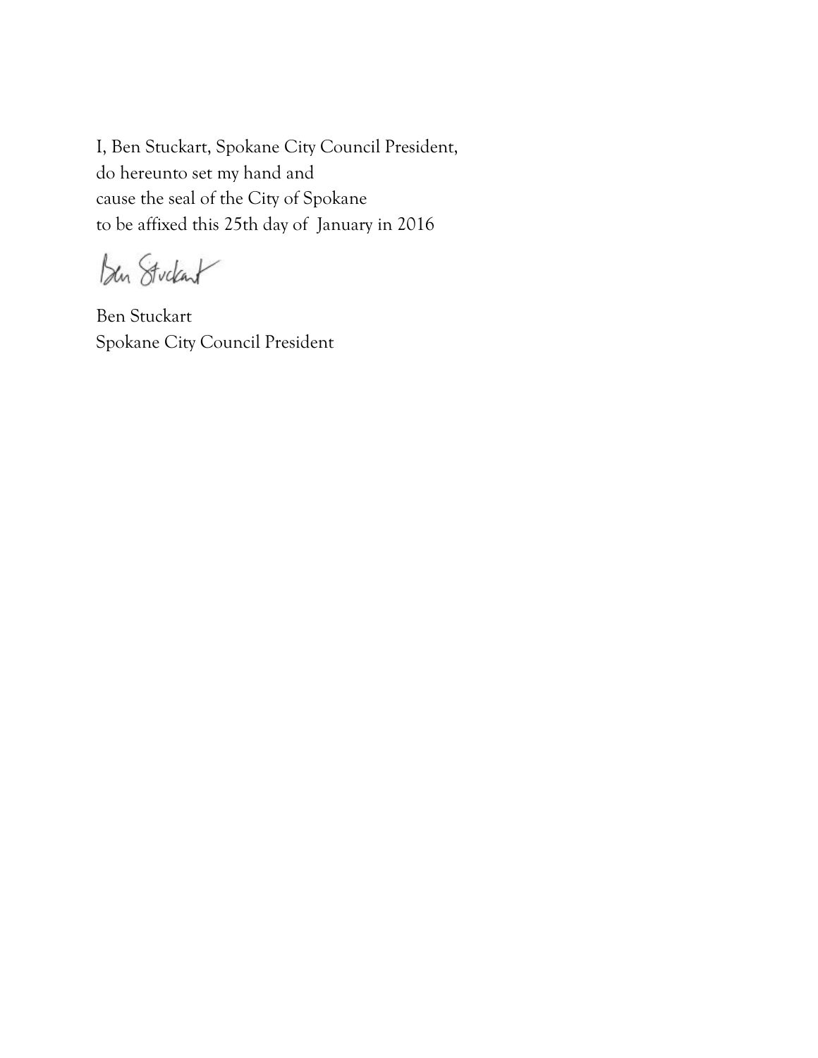I, Ben Stuckart, Spokane City Council President,
do hereunto set my hand and
cause the seal of the City of Spokane
to be affixed this 25th day of January in 2016

Ben Stuckart

Ben Stuckart
Spokane City Council President